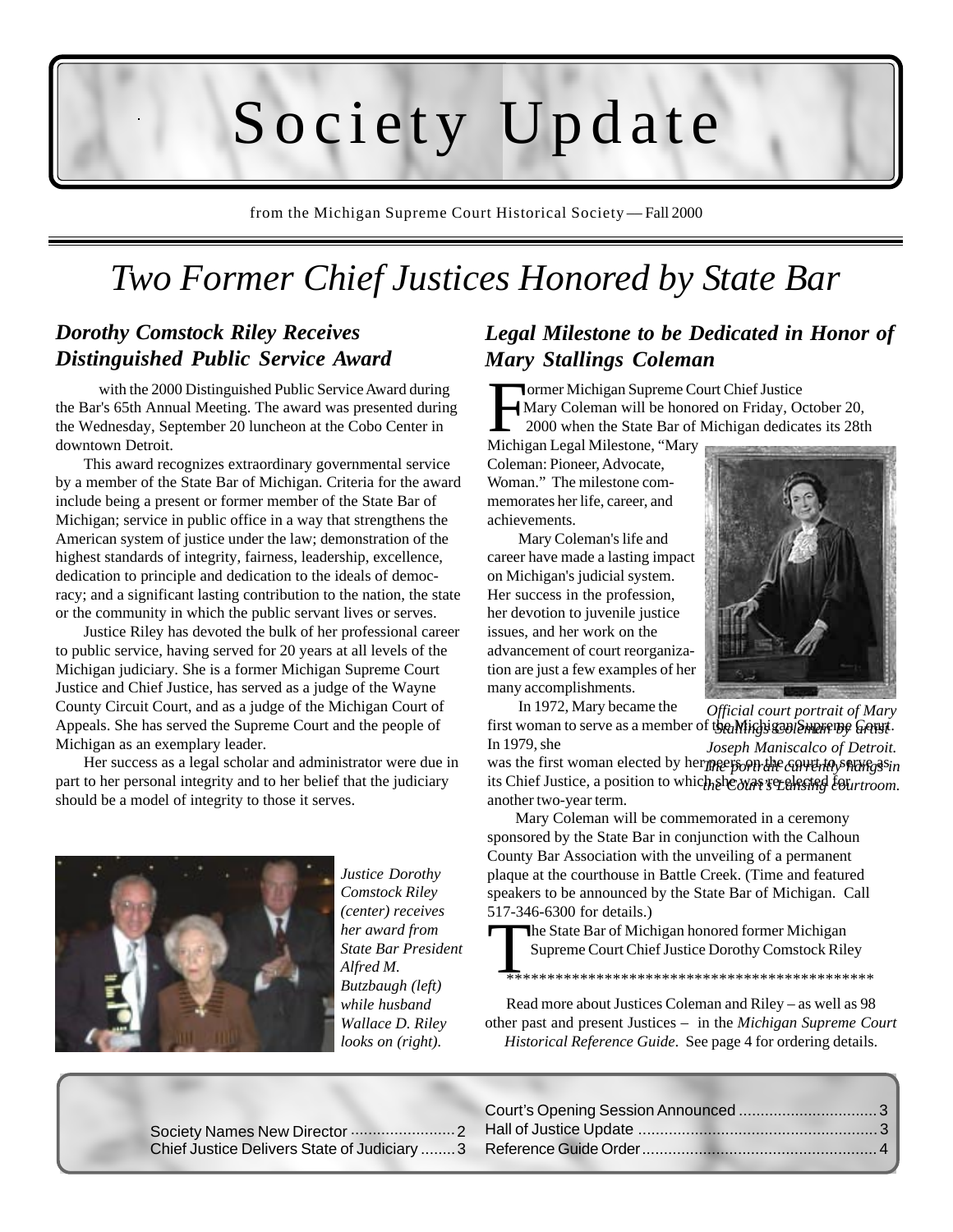# Society Update

from the Michigan Supreme Court Historical Society — Fall 2000

# *Two Former Chief Justices Honored by State Bar*

## *Dorothy Comstock Riley Receives Distinguished Public Service Award*

The State Bar of Michigan honored former Michigan Supreme Court Chief Justice Dorothy Comstock Riley with the 2000 Distinguished Public Service Award during the Bar's 65th Annual Meeting. The award was presented during the Wednesday, September 20 luncheon at the Cobo Center in downtown Detroit.

This award recognizes extraordinary governmental service by a member of the State Bar of Michigan. Criteria for the award include being a present or former member of the State Bar of Michigan; service in public office in a way that strengthens the American system of justice under the law; demonstration of the highest standards of integrity, fairness, leadership, excellence, dedication to principle and dedication to the ideals of democracy; and a significant lasting contribution to the nation, the state or the community in which the public servant lives or serves.

Justice Riley has devoted the bulk of her professional career to public service, having served for 20 years at all levels of the Michigan judiciary. She is a former Michigan Supreme Court Justice and Chief Justice, has served as a judge of the Wayne County Circuit Court, and as a judge of the Michigan Court of Appeals. She has served the Supreme Court and the people of Michigan as an exemplary leader.

Her success as a legal scholar and administrator were due in part to her personal integrity and to her belief that the judiciary should be a model of integrity to those it serves.

*Justice Dorothy Comstock Riley (center) receives her award from State Bar President Alfred M. Butzbaugh (left) while husband Wallace D. Riley looks on (right).*

## *Legal Milestone to be Dedicated in Honor of Mary Stallings Coleman*

Former Michigan Supreme Court Chief Justice Mary Coleman will be honored on Friday, October 20, 2000 when the State Bar of Michigan dedicates its 28th Michigan Legal Milestone, "Mary Coleman: Pioneer, Advocate, Woman." The milestone commemorates her life, career, and achievements.

Mary Coleman's life and career have made a lasting impact on Michigan's judicial system. Her success in the profession, her devotion to juvenile justice issues, and her work on the advancement of court reorganization are just a few examples of her many accomplishments.

In 1972, Mary became the first woman to serve as a member of the Michigan Supreme Court. In 1979, she was the first woman elected by her peers on the court to serve as its Chief Justice, a position to which she was re-elected for another two-year term.

*Official court portrait of Mary Stallings Coleman by artist Joseph Maniscalco of Detroit. The portrait currently hangs in the Court's Lansing courtroom.*

Mary Coleman will be commemorated in a ceremony sponsored by the State Bar in conjunction with the Calhoun County Bar Association with the unveiling of a permanent plaque at the courthouse in Battle Creek. (Time and featured speakers to be announced by the State Bar of Michigan. Call 517-346-6300 for details.)

*********************************************

Read more about Justices Coleman and Riley – as well as 98 other past and present Justices – in the *Michigan Supreme Court Historical Reference Guide*. See page 4 for ordering details.

Society Names New Director ........................ 2
Chief Justice Delivers State of Judiciary ........ 3
Court's Opening Session Announced ................ 3
Hall of Justice Update ................................ 3
Reference Guide Order ................................ 4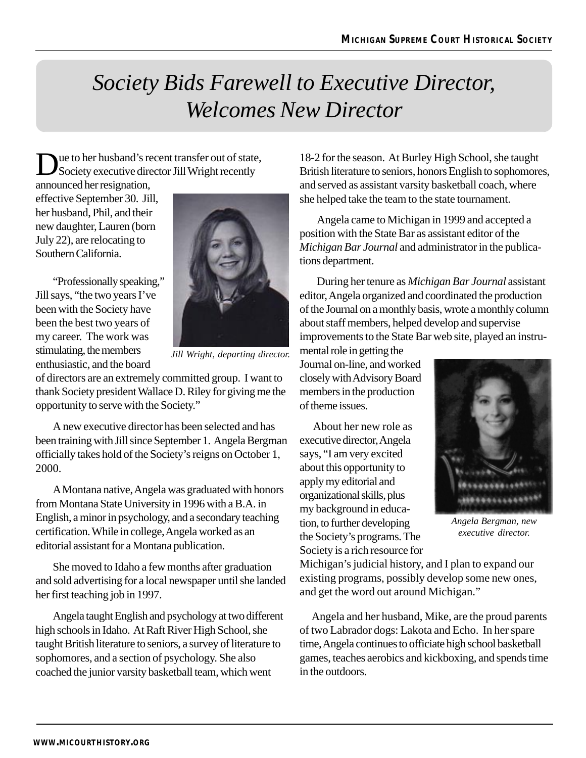# *Society Bids Farewell to Executive Director, Welcomes New Director*

Due to her husband's recent transfer out of state, Society executive director Jill Wright recently announced her resignation, effective September 30. Jill, her husband, Phil, and their new daughter, Lauren (born July 22), are relocating to Southern California.

"Professionally speaking," Jill says, "the two years I've been with the Society have been the best two years of my career. The work was stimulating, the members enthusiastic, and the board of directors are an extremely committed group. I want to thank Society president Wallace D. Riley for giving me the opportunity to serve with the Society."

*Jill Wright, departing director.*

A new executive director has been selected and has been training with Jill since September 1. Angela Bergman officially takes hold of the Society's reigns on October 1, 2000.

A Montana native, Angela was graduated with honors from Montana State University in 1996 with a B.A. in English, a minor in psychology, and a secondary teaching certification. While in college, Angela worked as an editorial assistant for a Montana publication.

She moved to Idaho a few months after graduation and sold advertising for a local newspaper until she landed her first teaching job in 1997.

Angela taught English and psychology at two different high schools in Idaho. At Raft River High School, she taught British literature to seniors, a survey of literature to sophomores, and a section of psychology. She also coached the junior varsity basketball team, which went 18-2 for the season. At Burley High School, she taught British literature to seniors, honors English to sophomores, and served as assistant varsity basketball coach, where she helped take the team to the state tournament.

Angela came to Michigan in 1999 and accepted a position with the State Bar as assistant editor of the *Michigan Bar Journal* and administrator in the publications department.

During her tenure as *Michigan Bar Journal* assistant editor, Angela organized and coordinated the production of the Journal on a monthly basis, wrote a monthly column about staff members, helped develop and supervise improvements to the State Bar web site, played an instrumental role in getting the Journal on-line, and worked closely with Advisory Board members in the production of theme issues.

About her new role as executive director, Angela says, "I am very excited about this opportunity to apply my editorial and organizational skills, plus my background in education, to further developing the Society's programs. The Society is a rich resource for Michigan's judicial history, and I plan to expand our existing programs, possibly develop some new ones, and get the word out around Michigan."

*Angela Bergman, new executive director.*

Angela and her husband, Mike, are the proud parents of two Labrador dogs: Lakota and Echo. In her spare time, Angela continues to officiate high school basketball games, teaches aerobics and kickboxing, and spends time in the outdoors.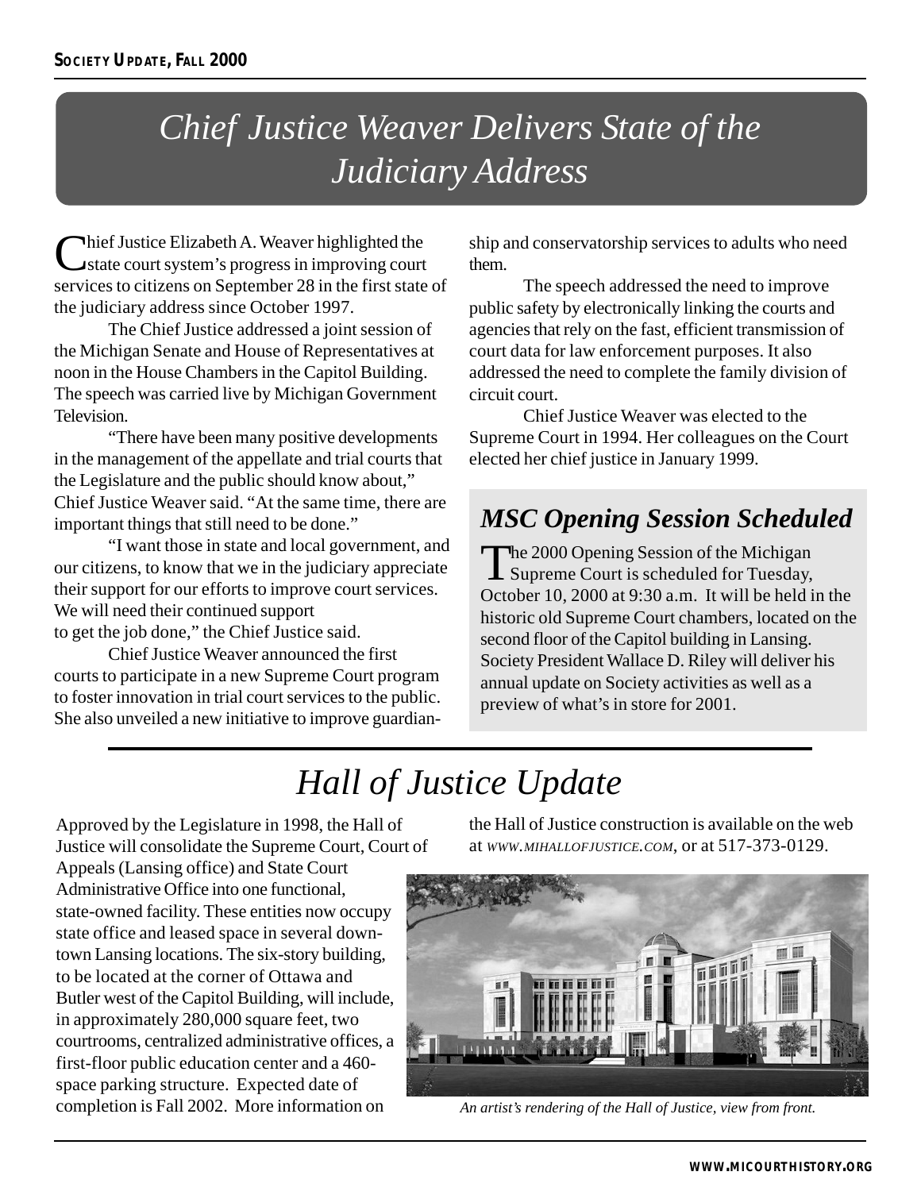# Chief Justice Weaver Delivers State of the Judiciary Address

Chief Justice Elizabeth A. Weaver highlighted the state court system's progress in improving court services to citizens on September 28 in the first state of the judiciary address since October 1997.

The Chief Justice addressed a joint session of the Michigan Senate and House of Representatives at noon in the House Chambers in the Capitol Building. The speech was carried live by Michigan Government Television.

"There have been many positive developments in the management of the appellate and trial courts that the Legislature and the public should know about," Chief Justice Weaver said. "At the same time, there are important things that still need to be done."

"I want those in state and local government, and our citizens, to know that we in the judiciary appreciate their support for our efforts to improve court services. We will need their continued support to get the job done," the Chief Justice said.

Chief Justice Weaver announced the first courts to participate in a new Supreme Court program to foster innovation in trial court services to the public. She also unveiled a new initiative to improve guardianship and conservatorship services to adults who need them.

The speech addressed the need to improve public safety by electronically linking the courts and agencies that rely on the fast, efficient transmission of court data for law enforcement purposes. It also addressed the need to complete the family division of circuit court.

Chief Justice Weaver was elected to the Supreme Court in 1994. Her colleagues on the Court elected her chief justice in January 1999.

## *MSC Opening Session Scheduled*

The 2000 Opening Session of the Michigan Supreme Court is scheduled for Tuesday, October 10, 2000 at 9:30 a.m. It will be held in the historic old Supreme Court chambers, located on the second floor of the Capitol building in Lansing. Society President Wallace D. Riley will deliver his annual update on Society activities as well as a preview of what's in store for 2001.

# Hall of Justice Update

Approved by the Legislature in 1998, the Hall of Justice will consolidate the Supreme Court, Court of Appeals (Lansing office) and State Court Administrative Office into one functional, state-owned facility. These entities now occupy state office and leased space in several downtown Lansing locations. The six-story building, to be located at the corner of Ottawa and Butler west of the Capitol Building, will include, in approximately 280,000 square feet, two courtrooms, centralized administrative offices, a first-floor public education center and a 460-space parking structure. Expected date of completion is Fall 2002. More information on the Hall of Justice construction is available on the web at *www.mihallofjustice.com*, or at 517-373-0129.

*An artist's rendering of the Hall of Justice, view from front.*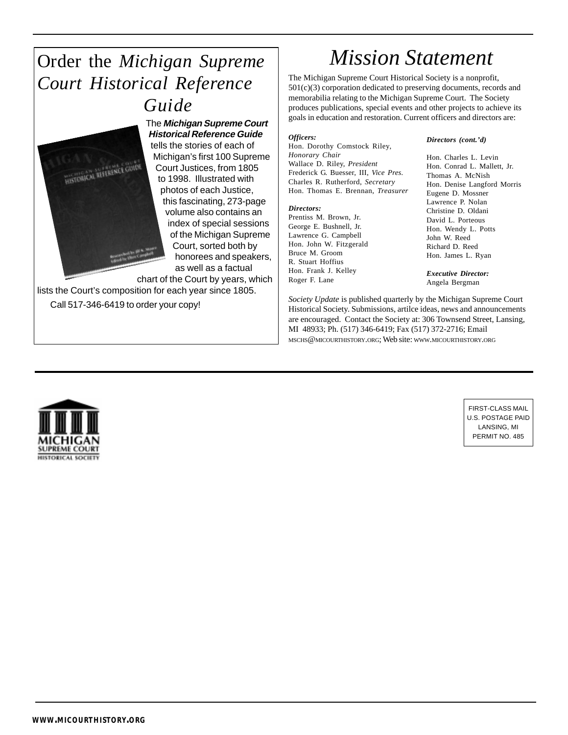# Order the *Michigan Supreme Court Historical Reference Guide*

The ***Michigan Supreme Court Historical Reference Guide*** tells the stories of each of Michigan's first 100 Supreme Court Justices, from 1805 to 1998. Illustrated with photos of each Justice, this fascinating, 273-page volume also contains an index of special sessions of the Michigan Supreme Court, sorted both by honorees and speakers, as well as a factual chart of the Court by years, which lists the Court's composition for each year since 1805.

Call 517-346-6419 to order your copy!

# *Mission Statement*

The Michigan Supreme Court Historical Society is a nonprofit, 501(c)(3) corporation dedicated to preserving documents, records and memorabilia relating to the Michigan Supreme Court. The Society produces publications, special events and other projects to achieve its goals in education and restoration. Current officers and directors are:

***Officers:***

Hon. Dorothy Comstock Riley, *Honorary Chair*
Wallace D. Riley, *President*
Frederick G. Buesser, III, *Vice Pres.*
Charles R. Rutherford, *Secretary*
Hon. Thomas E. Brennan, *Treasurer*

***Directors:***

Prentiss M. Brown, Jr.
George E. Bushnell, Jr.
Lawrence G. Campbell
Hon. John W. Fitzgerald
Bruce M. Groom
R. Stuart Hoffius
Hon. Frank J. Kelley
Roger F. Lane

***Directors (cont.'d)***

Hon. Charles L. Levin
Hon. Conrad L. Mallett, Jr.
Thomas A. McNish
Hon. Denise Langford Morris
Eugene D. Mossner
Lawrence P. Nolan
Christine D. Oldani
David L. Porteous
Hon. Wendy L. Potts
John W. Reed
Richard D. Reed
Hon. James L. Ryan

***Executive Director:***

Angela Bergman

*Society Update* is published quarterly by the Michigan Supreme Court Historical Society. Submissions, artilce ideas, news and announcements are encouraged. Contact the Society at: 306 Townsend Street, Lansing, MI 48933; Ph. (517) 346-6419; Fax (517) 372-2716; Email mschs@micourthistory.org; Web site: www.micourthistory.org

MICHIGAN SUPREME COURT HISTORICAL SOCIETY

FIRST-CLASS MAIL
U.S. POSTAGE PAID
LANSING, MI
PERMIT NO. 485

**WWW.MICOURTHISTORY.ORG**